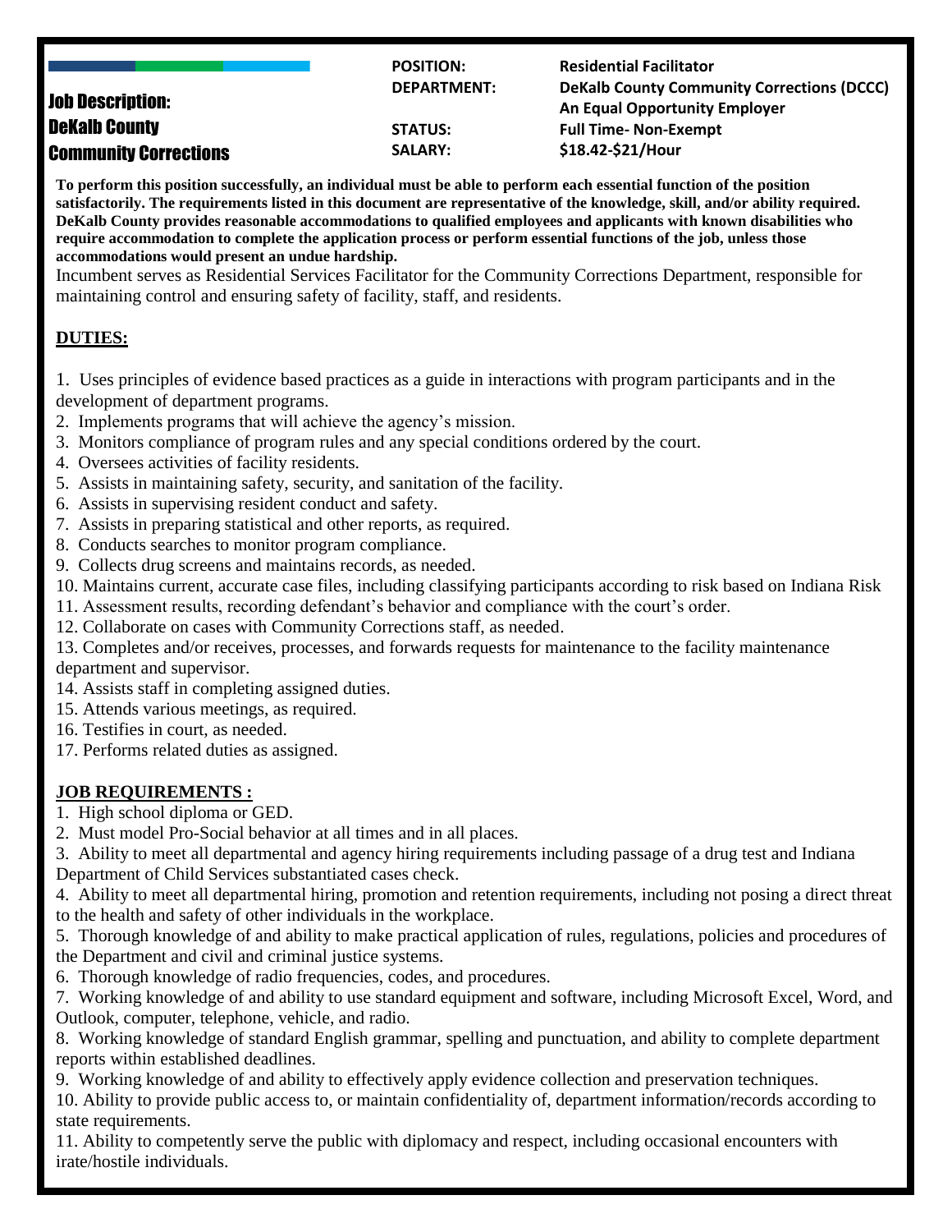# Job Description: DeKalb County Community Corrections

| | |
|---|---|
| **POSITION:** | **Residential Facilitator** |
| **DEPARTMENT:** | **DeKalb County Community Corrections (DCCC)** **An Equal Opportunity Employer** |
| **STATUS:** | **Full Time- Non-Exempt** |
| **SALARY:** | **$18.42-$21/Hour** |

**To perform this position successfully, an individual must be able to perform each essential function of the position satisfactorily. The requirements listed in this document are representative of the knowledge, skill, and/or ability required. DeKalb County provides reasonable accommodations to qualified employees and applicants with known disabilities who require accommodation to complete the application process or perform essential functions of the job, unless those accommodations would present an undue hardship.**

Incumbent serves as Residential Services Facilitator for the Community Corrections Department, responsible for maintaining control and ensuring safety of facility, staff, and residents.

## DUTIES:

1. Uses principles of evidence based practices as a guide in interactions with program participants and in the development of department programs.
2. Implements programs that will achieve the agency's mission.
3. Monitors compliance of program rules and any special conditions ordered by the court.
4. Oversees activities of facility residents.
5. Assists in maintaining safety, security, and sanitation of the facility.
6. Assists in supervising resident conduct and safety.
7. Assists in preparing statistical and other reports, as required.
8. Conducts searches to monitor program compliance.
9. Collects drug screens and maintains records, as needed.
10. Maintains current, accurate case files, including classifying participants according to risk based on Indiana Risk
11. Assessment results, recording defendant's behavior and compliance with the court's order.
12. Collaborate on cases with Community Corrections staff, as needed.
13. Completes and/or receives, processes, and forwards requests for maintenance to the facility maintenance department and supervisor.
14. Assists staff in completing assigned duties.
15. Attends various meetings, as required.
16. Testifies in court, as needed.
17. Performs related duties as assigned.

## JOB REQUIREMENTS :

1. High school diploma or GED.
2. Must model Pro-Social behavior at all times and in all places.
3. Ability to meet all departmental and agency hiring requirements including passage of a drug test and Indiana Department of Child Services substantiated cases check.
4. Ability to meet all departmental hiring, promotion and retention requirements, including not posing a direct threat to the health and safety of other individuals in the workplace.
5. Thorough knowledge of and ability to make practical application of rules, regulations, policies and procedures of the Department and civil and criminal justice systems.
6. Thorough knowledge of radio frequencies, codes, and procedures.
7. Working knowledge of and ability to use standard equipment and software, including Microsoft Excel, Word, and Outlook, computer, telephone, vehicle, and radio.
8. Working knowledge of standard English grammar, spelling and punctuation, and ability to complete department reports within established deadlines.
9. Working knowledge of and ability to effectively apply evidence collection and preservation techniques.
10. Ability to provide public access to, or maintain confidentiality of, department information/records according to state requirements.
11. Ability to competently serve the public with diplomacy and respect, including occasional encounters with irate/hostile individuals.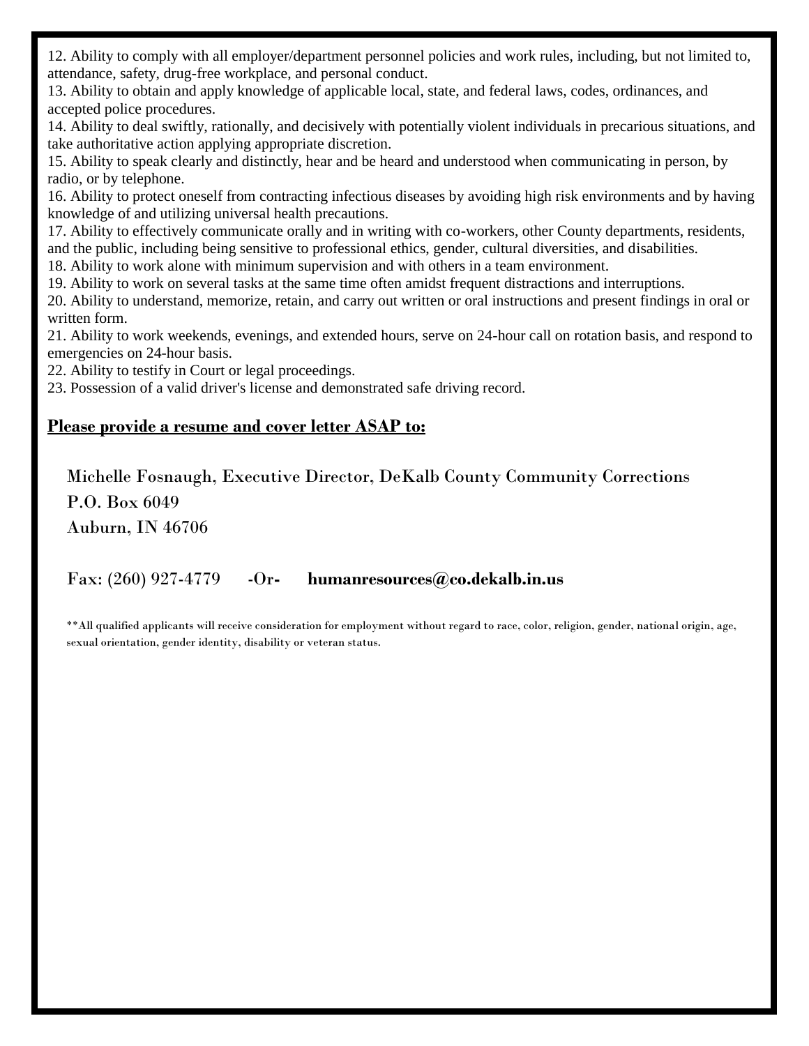12. Ability to comply with all employer/department personnel policies and work rules, including, but not limited to, attendance, safety, drug-free workplace, and personal conduct.
13. Ability to obtain and apply knowledge of applicable local, state, and federal laws, codes, ordinances, and accepted police procedures.
14. Ability to deal swiftly, rationally, and decisively with potentially violent individuals in precarious situations, and take authoritative action applying appropriate discretion.
15. Ability to speak clearly and distinctly, hear and be heard and understood when communicating in person, by radio, or by telephone.
16. Ability to protect oneself from contracting infectious diseases by avoiding high risk environments and by having knowledge of and utilizing universal health precautions.
17. Ability to effectively communicate orally and in writing with co-workers, other County departments, residents, and the public, including being sensitive to professional ethics, gender, cultural diversities, and disabilities.
18. Ability to work alone with minimum supervision and with others in a team environment.
19. Ability to work on several tasks at the same time often amidst frequent distractions and interruptions.
20. Ability to understand, memorize, retain, and carry out written or oral instructions and present findings in oral or written form.
21. Ability to work weekends, evenings, and extended hours, serve on 24-hour call on rotation basis, and respond to emergencies on 24-hour basis.
22. Ability to testify in Court or legal proceedings.
23. Possession of a valid driver's license and demonstrated safe driving record.

**Please provide a resume and cover letter ASAP to:**

Michelle Fosnaugh, Executive Director, DeKalb County Community Corrections
P.O. Box 6049
Auburn, IN 46706

Fax: (260) 927-4779 -Or- **humanresources@co.dekalb.in.us**

**All qualified applicants will receive consideration for employment without regard to race, color, religion, gender, national origin, age, sexual orientation, gender identity, disability or veteran status.